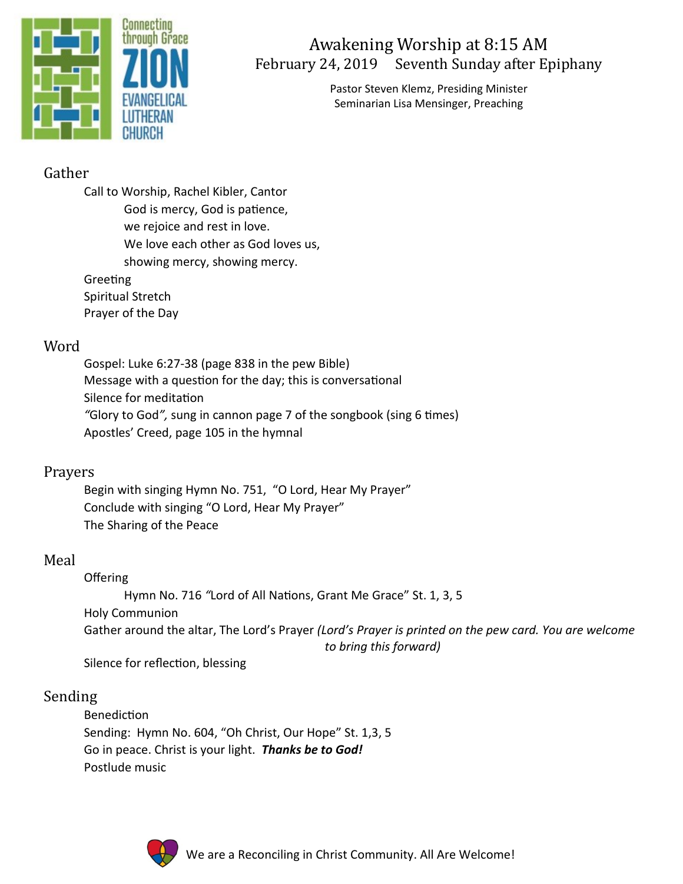Connecting through Grace
ZION
EVANGELICAL LUTHERAN CHURCH

# Awakening Worship at 8:15 AM

February 24, 2019 Seventh Sunday after Epiphany

Pastor Steven Klemz, Presiding Minister
Seminarian Lisa Mensinger, Preaching

## Gather

Call to Worship, Rachel Kibler, Cantor

God is mercy, God is patience,
we rejoice and rest in love.
We love each other as God loves us,
showing mercy, showing mercy.

Greeting
Spiritual Stretch
Prayer of the Day

## Word

Gospel: Luke 6:27-38 (page 838 in the pew Bible)
Message with a question for the day; this is conversational
Silence for meditation
*"Glory to God",* sung in cannon page 7 of the songbook (sing 6 times)
Apostles' Creed, page 105 in the hymnal

## Prayers

Begin with singing Hymn No. 751, "O Lord, Hear My Prayer"
Conclude with singing "O Lord, Hear My Prayer"
The Sharing of the Peace

## Meal

Offering

Hymn No. 716 *"*Lord of All Nations, Grant Me Grace" St. 1, 3, 5

Holy Communion
Gather around the altar, The Lord's Prayer *(Lord's Prayer is printed on the pew card. You are welcome to bring this forward)*
Silence for reflection, blessing

## Sending

Benediction
Sending: Hymn No. 604, "Oh Christ, Our Hope" St. 1,3, 5
Go in peace. Christ is your light. ***Thanks be to God!***
Postlude music

We are a Reconciling in Christ Community. All Are Welcome!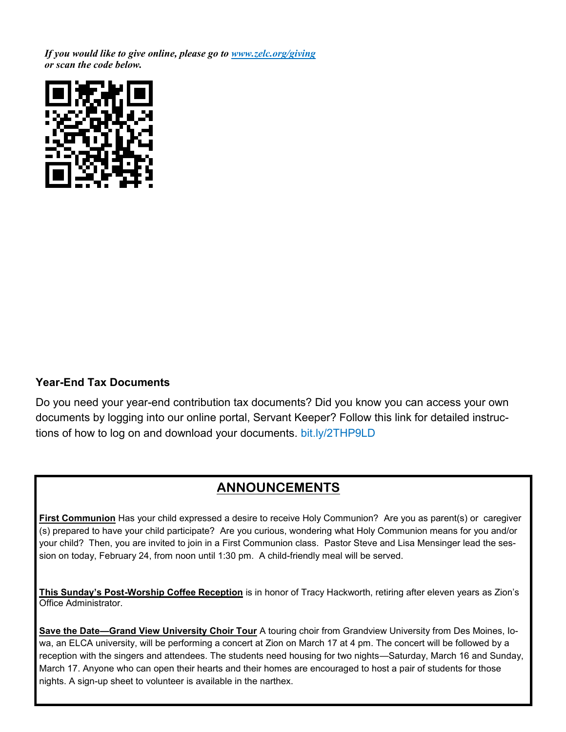*If you would like to give online, please go to [www.zelc.org/giving](http://www.zelc.org/giving) or scan the code below.*

### Year-End Tax Documents

Do you need your year-end contribution tax documents? Did you know you can access your own documents by logging into our online portal, Servant Keeper? Follow this link for detailed instructions of how to log on and download your documents. bit.ly/2THP9LD

## ANNOUNCEMENTS

**First Communion** Has your child expressed a desire to receive Holy Communion? Are you as parent(s) or caregiver (s) prepared to have your child participate? Are you curious, wondering what Holy Communion means for you and/or your child? Then, you are invited to join in a First Communion class. Pastor Steve and Lisa Mensinger lead the session on today, February 24, from noon until 1:30 pm. A child-friendly meal will be served.

**This Sunday's Post-Worship Coffee Reception** is in honor of Tracy Hackworth, retiring after eleven years as Zion's Office Administrator.

**Save the Date—Grand View University Choir Tour** A touring choir from Grandview University from Des Moines, Iowa, an ELCA university, will be performing a concert at Zion on March 17 at 4 pm. The concert will be followed by a reception with the singers and attendees. The students need housing for two nights—Saturday, March 16 and Sunday, March 17. Anyone who can open their hearts and their homes are encouraged to host a pair of students for those nights. A sign-up sheet to volunteer is available in the narthex.